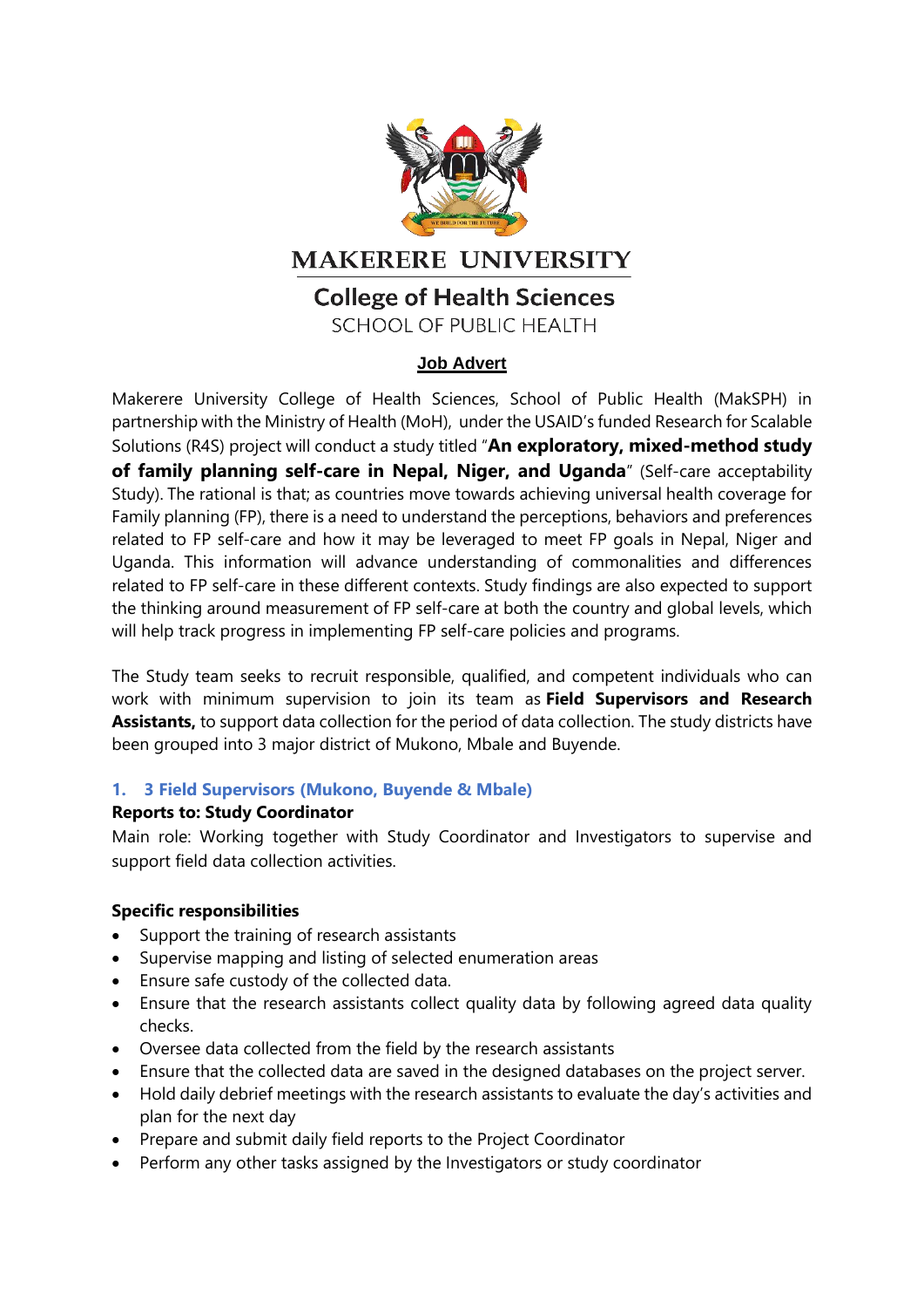# MAKERERE UNIVERSITY

## College of Health Sciences

SCHOOL OF PUBLIC HEALTH

## Job Advert

Makerere University College of Health Sciences, School of Public Health (MakSPH) in partnership with the Ministry of Health (MoH), under the USAID's funded Research for Scalable Solutions (R4S) project will conduct a study titled "**An exploratory, mixed-method study of family planning self-care in Nepal, Niger, and Uganda**" (Self-care acceptability Study). The rational is that; as countries move towards achieving universal health coverage for Family planning (FP), there is a need to understand the perceptions, behaviors and preferences related to FP self-care and how it may be leveraged to meet FP goals in Nepal, Niger and Uganda. This information will advance understanding of commonalities and differences related to FP self-care in these different contexts. Study findings are also expected to support the thinking around measurement of FP self-care at both the country and global levels, which will help track progress in implementing FP self-care policies and programs.

The Study team seeks to recruit responsible, qualified, and competent individuals who can work with minimum supervision to join its team as **Field Supervisors and Research Assistants,** to support data collection for the period of data collection. The study districts have been grouped into 3 major district of Mukono, Mbale and Buyende.

### 1. 3 Field Supervisors (Mukono, Buyende & Mbale)

**Reports to: Study Coordinator**

Main role: Working together with Study Coordinator and Investigators to supervise and support field data collection activities.

**Specific responsibilities**

- Support the training of research assistants
- Supervise mapping and listing of selected enumeration areas
- Ensure safe custody of the collected data.
- Ensure that the research assistants collect quality data by following agreed data quality checks.
- Oversee data collected from the field by the research assistants
- Ensure that the collected data are saved in the designed databases on the project server.
- Hold daily debrief meetings with the research assistants to evaluate the day's activities and plan for the next day
- Prepare and submit daily field reports to the Project Coordinator
- Perform any other tasks assigned by the Investigators or study coordinator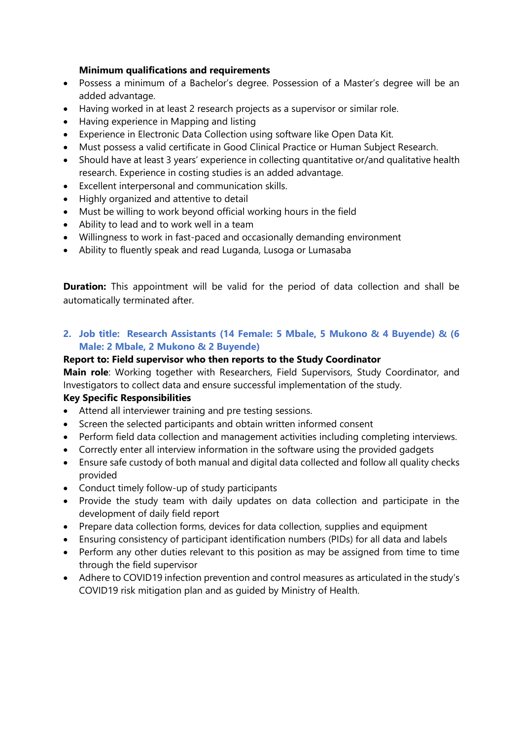**Minimum qualifications and requirements**

- Possess a minimum of a Bachelor's degree. Possession of a Master's degree will be an added advantage.
- Having worked in at least 2 research projects as a supervisor or similar role.
- Having experience in Mapping and listing
- Experience in Electronic Data Collection using software like Open Data Kit.
- Must possess a valid certificate in Good Clinical Practice or Human Subject Research.
- Should have at least 3 years' experience in collecting quantitative or/and qualitative health research. Experience in costing studies is an added advantage.
- Excellent interpersonal and communication skills.
- Highly organized and attentive to detail
- Must be willing to work beyond official working hours in the field
- Ability to lead and to work well in a team
- Willingness to work in fast-paced and occasionally demanding environment
- Ability to fluently speak and read Luganda, Lusoga or Lumasaba

**Duration:** This appointment will be valid for the period of data collection and shall be automatically terminated after.

## 2. Job title: Research Assistants (14 Female: 5 Mbale, 5 Mukono & 4 Buyende) & (6 Male: 2 Mbale, 2 Mukono & 2 Buyende)

**Report to: Field supervisor who then reports to the Study Coordinator**

**Main role**: Working together with Researchers, Field Supervisors, Study Coordinator, and Investigators to collect data and ensure successful implementation of the study.

**Key Specific Responsibilities**

- Attend all interviewer training and pre testing sessions.
- Screen the selected participants and obtain written informed consent
- Perform field data collection and management activities including completing interviews.
- Correctly enter all interview information in the software using the provided gadgets
- Ensure safe custody of both manual and digital data collected and follow all quality checks provided
- Conduct timely follow-up of study participants
- Provide the study team with daily updates on data collection and participate in the development of daily field report
- Prepare data collection forms, devices for data collection, supplies and equipment
- Ensuring consistency of participant identification numbers (PIDs) for all data and labels
- Perform any other duties relevant to this position as may be assigned from time to time through the field supervisor
- Adhere to COVID19 infection prevention and control measures as articulated in the study's COVID19 risk mitigation plan and as guided by Ministry of Health.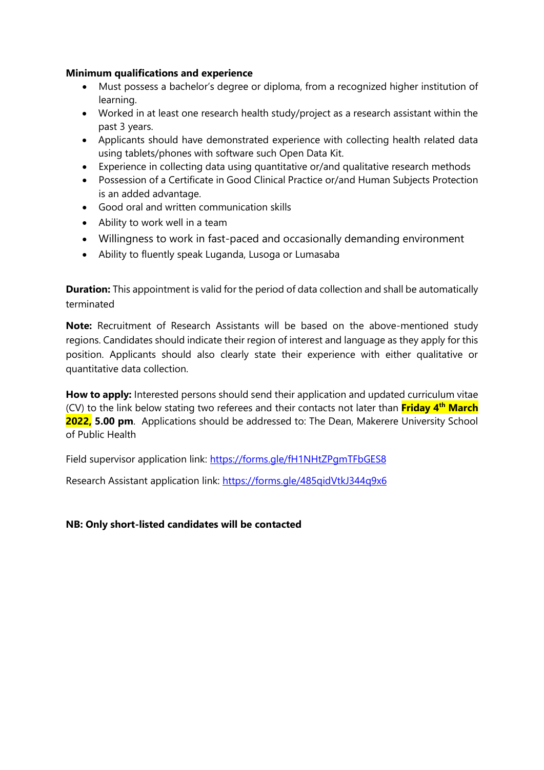**Minimum qualifications and experience**

- Must possess a bachelor's degree or diploma, from a recognized higher institution of learning.
- Worked in at least one research health study/project as a research assistant within the past 3 years.
- Applicants should have demonstrated experience with collecting health related data using tablets/phones with software such Open Data Kit.
- Experience in collecting data using quantitative or/and qualitative research methods
- Possession of a Certificate in Good Clinical Practice or/and Human Subjects Protection is an added advantage.
- Good oral and written communication skills
- Ability to work well in a team
- Willingness to work in fast-paced and occasionally demanding environment
- Ability to fluently speak Luganda, Lusoga or Lumasaba

**Duration:** This appointment is valid for the period of data collection and shall be automatically terminated

**Note:** Recruitment of Research Assistants will be based on the above-mentioned study regions. Candidates should indicate their region of interest and language as they apply for this position. Applicants should also clearly state their experience with either qualitative or quantitative data collection.

**How to apply:** Interested persons should send their application and updated curriculum vitae (CV) to the link below stating two referees and their contacts not later than **Friday 4th March 2022, 5.00 pm**. Applications should be addressed to: The Dean, Makerere University School of Public Health

Field supervisor application link: https://forms.gle/fH1NHtZPgmTFbGES8

Research Assistant application link: https://forms.gle/485qidVtkJ344q9x6

**NB: Only short-listed candidates will be contacted**